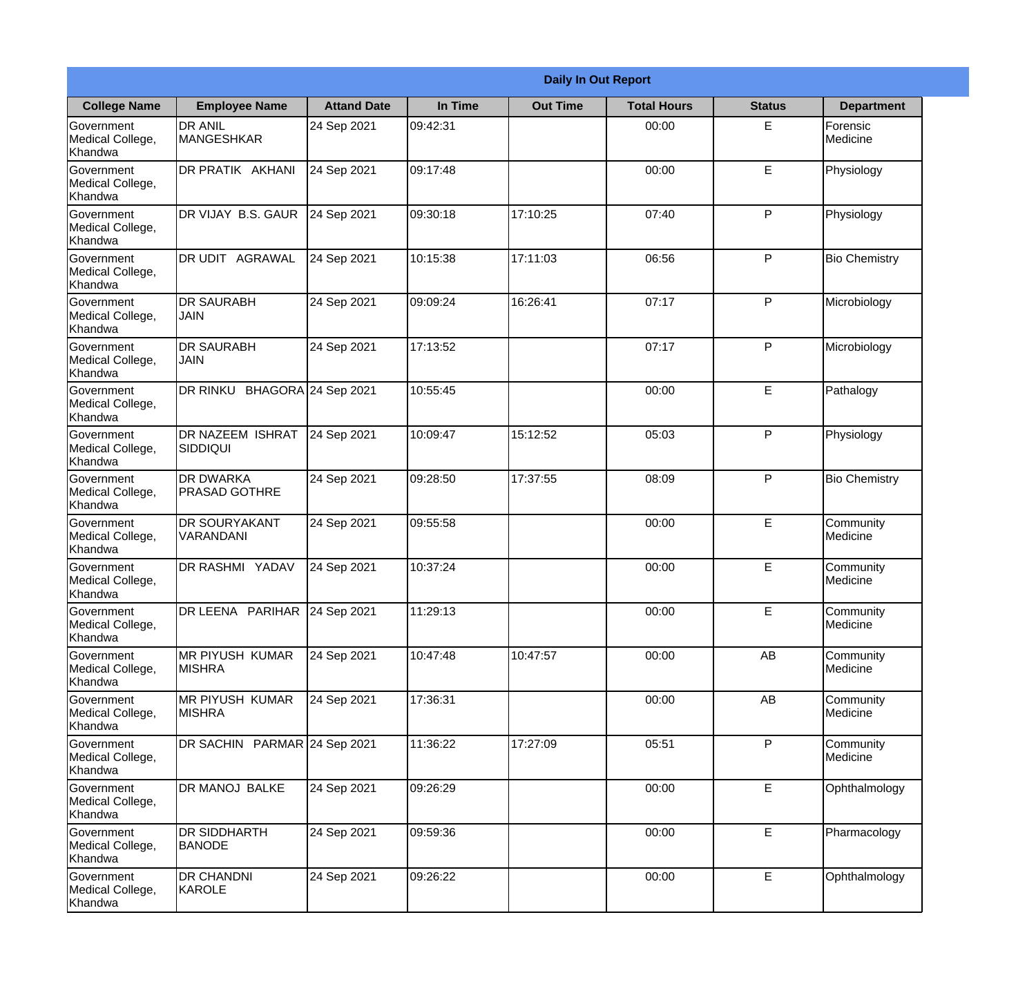## Daily In Out Report

| College Name | Employee Name | Attand Date | In Time | Out Time | Total Hours | Status | Department |
|---|---|---|---|---|---|---|---|
| Government Medical College, Khandwa | DR ANIL MANGESHKAR | 24 Sep 2021 | 09:42:31 | | 00:00 | E | Forensic Medicine |
| Government Medical College, Khandwa | DR PRATIK AKHANI | 24 Sep 2021 | 09:17:48 | | 00:00 | E | Physiology |
| Government Medical College, Khandwa | DR VIJAY B.S. GAUR | 24 Sep 2021 | 09:30:18 | 17:10:25 | 07:40 | P | Physiology |
| Government Medical College, Khandwa | DR UDIT AGRAWAL | 24 Sep 2021 | 10:15:38 | 17:11:03 | 06:56 | P | Bio Chemistry |
| Government Medical College, Khandwa | DR SAURABH JAIN | 24 Sep 2021 | 09:09:24 | 16:26:41 | 07:17 | P | Microbiology |
| Government Medical College, Khandwa | DR SAURABH JAIN | 24 Sep 2021 | 17:13:52 | | 07:17 | P | Microbiology |
| Government Medical College, Khandwa | DR RINKU BHAGORA | 24 Sep 2021 | 10:55:45 | | 00:00 | E | Pathalogy |
| Government Medical College, Khandwa | DR NAZEEM ISHRAT SIDDIQUI | 24 Sep 2021 | 10:09:47 | 15:12:52 | 05:03 | P | Physiology |
| Government Medical College, Khandwa | DR DWARKA PRASAD GOTHRE | 24 Sep 2021 | 09:28:50 | 17:37:55 | 08:09 | P | Bio Chemistry |
| Government Medical College, Khandwa | DR SOURYAKANT VARANDANI | 24 Sep 2021 | 09:55:58 | | 00:00 | E | Community Medicine |
| Government Medical College, Khandwa | DR RASHMI YADAV | 24 Sep 2021 | 10:37:24 | | 00:00 | E | Community Medicine |
| Government Medical College, Khandwa | DR LEENA PARIHAR | 24 Sep 2021 | 11:29:13 | | 00:00 | E | Community Medicine |
| Government Medical College, Khandwa | MR PIYUSH KUMAR MISHRA | 24 Sep 2021 | 10:47:48 | 10:47:57 | 00:00 | AB | Community Medicine |
| Government Medical College, Khandwa | MR PIYUSH KUMAR MISHRA | 24 Sep 2021 | 17:36:31 | | 00:00 | AB | Community Medicine |
| Government Medical College, Khandwa | DR SACHIN PARMAR | 24 Sep 2021 | 11:36:22 | 17:27:09 | 05:51 | P | Community Medicine |
| Government Medical College, Khandwa | DR MANOJ BALKE | 24 Sep 2021 | 09:26:29 | | 00:00 | E | Ophthalmology |
| Government Medical College, Khandwa | DR SIDDHARTH BANODE | 24 Sep 2021 | 09:59:36 | | 00:00 | E | Pharmacology |
| Government Medical College, Khandwa | DR CHANDNI KAROLE | 24 Sep 2021 | 09:26:22 | | 00:00 | E | Ophthalmology |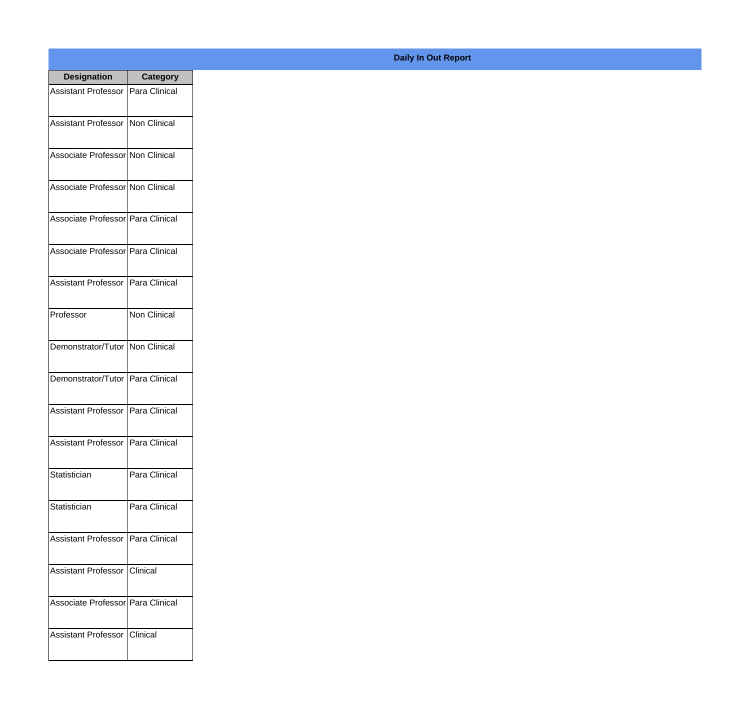**Daily In Out Report**

| Designation | Category |
|---|---|
| Assistant Professor | Para Clinical |
| Assistant Professor | Non Clinical |
| Associate Professor | Non Clinical |
| Associate Professor | Non Clinical |
| Associate Professor | Para Clinical |
| Associate Professor | Para Clinical |
| Assistant Professor | Para Clinical |
| Professor | Non Clinical |
| Demonstrator/Tutor | Non Clinical |
| Demonstrator/Tutor | Para Clinical |
| Assistant Professor | Para Clinical |
| Assistant Professor | Para Clinical |
| Statistician | Para Clinical |
| Statistician | Para Clinical |
| Assistant Professor | Para Clinical |
| Assistant Professor | Clinical |
| Associate Professor | Para Clinical |
| Assistant Professor | Clinical |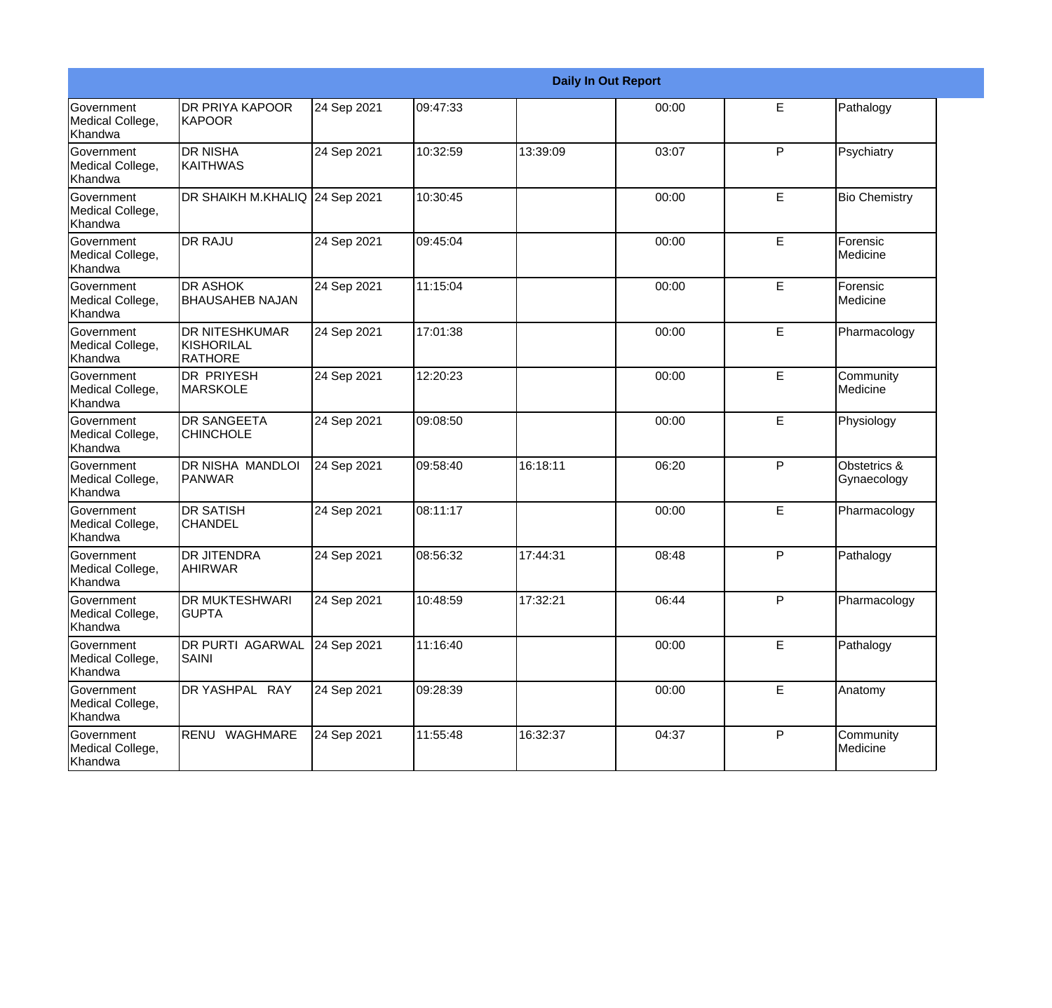| Daily In Out Report | | | | | | | |
|---|---|---|---|---|---|---|---|
| Government Medical College, Khandwa | DR PRIYA KAPOOR KAPOOR | 24 Sep 2021 | 09:47:33 | | 00:00 | E | Pathalogy |
| Government Medical College, Khandwa | DR NISHA KAITHWAS | 24 Sep 2021 | 10:32:59 | 13:39:09 | 03:07 | P | Psychiatry |
| Government Medical College, Khandwa | DR SHAIKH M.KHALIQ | 24 Sep 2021 | 10:30:45 | | 00:00 | E | Bio Chemistry |
| Government Medical College, Khandwa | DR RAJU | 24 Sep 2021 | 09:45:04 | | 00:00 | E | Forensic Medicine |
| Government Medical College, Khandwa | DR ASHOK BHAUSAHEB NAJAN | 24 Sep 2021 | 11:15:04 | | 00:00 | E | Forensic Medicine |
| Government Medical College, Khandwa | DR NITESHKUMAR KISHORILAL RATHORE | 24 Sep 2021 | 17:01:38 | | 00:00 | E | Pharmacology |
| Government Medical College, Khandwa | DR PRIYESH MARSKOLE | 24 Sep 2021 | 12:20:23 | | 00:00 | E | Community Medicine |
| Government Medical College, Khandwa | DR SANGEETA CHINCHOLE | 24 Sep 2021 | 09:08:50 | | 00:00 | E | Physiology |
| Government Medical College, Khandwa | DR NISHA MANDLOI PANWAR | 24 Sep 2021 | 09:58:40 | 16:18:11 | 06:20 | P | Obstetrics & Gynaecology |
| Government Medical College, Khandwa | DR SATISH CHANDEL | 24 Sep 2021 | 08:11:17 | | 00:00 | E | Pharmacology |
| Government Medical College, Khandwa | DR JITENDRA AHIRWAR | 24 Sep 2021 | 08:56:32 | 17:44:31 | 08:48 | P | Pathalogy |
| Government Medical College, Khandwa | DR MUKTESHWARI GUPTA | 24 Sep 2021 | 10:48:59 | 17:32:21 | 06:44 | P | Pharmacology |
| Government Medical College, Khandwa | DR PURTI AGARWAL SAINI | 24 Sep 2021 | 11:16:40 | | 00:00 | E | Pathalogy |
| Government Medical College, Khandwa | DR YASHPAL RAY | 24 Sep 2021 | 09:28:39 | | 00:00 | E | Anatomy |
| Government Medical College, Khandwa | RENU WAGHMARE | 24 Sep 2021 | 11:55:48 | 16:32:37 | 04:37 | P | Community Medicine |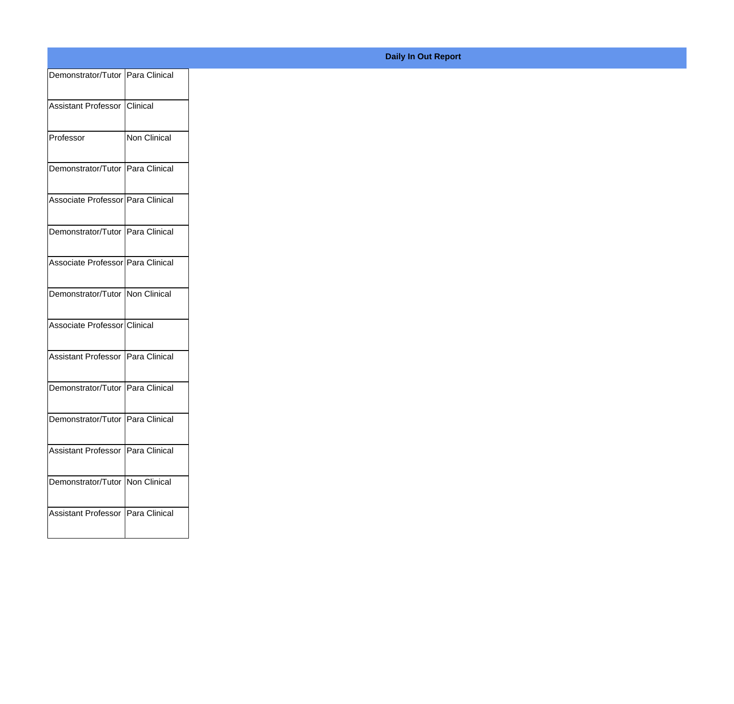**Daily In Out Report**

| | |
|---|---|
| Demonstrator/Tutor | Para Clinical |
| Assistant Professor | Clinical |
| Professor | Non Clinical |
| Demonstrator/Tutor | Para Clinical |
| Associate Professor | Para Clinical |
| Demonstrator/Tutor | Para Clinical |
| Associate Professor | Para Clinical |
| Demonstrator/Tutor | Non Clinical |
| Associate Professor | Clinical |
| Assistant Professor | Para Clinical |
| Demonstrator/Tutor | Para Clinical |
| Demonstrator/Tutor | Para Clinical |
| Assistant Professor | Para Clinical |
| Demonstrator/Tutor | Non Clinical |
| Assistant Professor | Para Clinical |